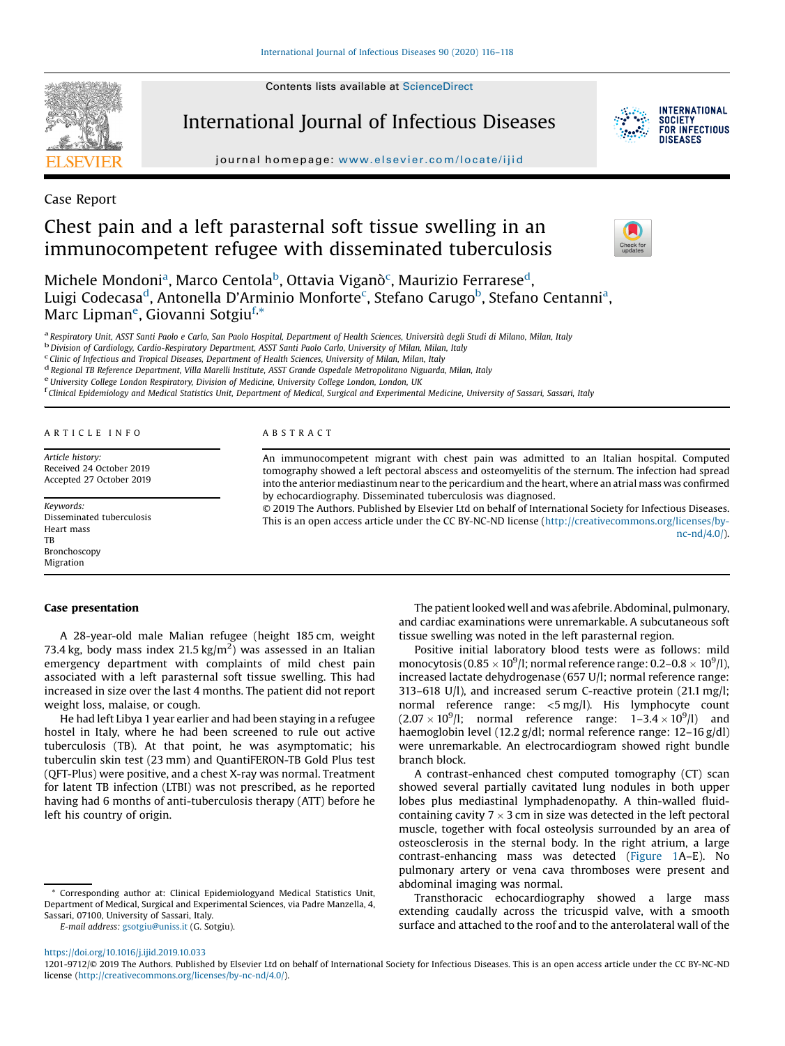Case Report

# Chest pain and a left parasternal soft tissue swelling in an immunocompetent refugee with disseminated tuberculosis

Michele Mondoni[a], Marco Centola[b], Ottavia Viganò[c], Maurizio Ferrarese[d], Luigi Codecasa[d], Antonella D'Arminio Monforte[c], Stefano Carugo[b], Stefano Centanni[a], Marc Lipman[e], Giovanni Sotgiu[f,*]

[a] Respiratory Unit, ASST Santi Paolo e Carlo, San Paolo Hospital, Department of Health Sciences, Università degli Studi di Milano, Milan, Italy
[b] Division of Cardiology, Cardio-Respiratory Department, ASST Santi Paolo Carlo, University of Milan, Milan, Italy
[c] Clinic of Infectious and Tropical Diseases, Department of Health Sciences, University of Milan, Milan, Italy
[d] Regional TB Reference Department, Villa Marelli Institute, ASST Grande Ospedale Metropolitano Niguarda, Milan, Italy
[e] University College London Respiratory, Division of Medicine, University College London, London, UK
[f] Clinical Epidemiology and Medical Statistics Unit, Department of Medical, Surgical and Experimental Medicine, University of Sassari, Sassari, Italy

ARTICLE INFO

*Article history:*
Received 24 October 2019
Accepted 27 October 2019

*Keywords:*
Disseminated tuberculosis
Heart mass
TB
Bronchoscopy
Migration

ABSTRACT

An immunocompetent migrant with chest pain was admitted to an Italian hospital. Computed tomography showed a left pectoral abscess and osteomyelitis of the sternum. The infection had spread into the anterior mediastinum near to the pericardium and the heart, where an atrial mass was confirmed by echocardiography. Disseminated tuberculosis was diagnosed.

© 2019 The Authors. Published by Elsevier Ltd on behalf of International Society for Infectious Diseases. This is an open access article under the CC BY-NC-ND license (http://creativecommons.org/licenses/by-nc-nd/4.0/).

## Case presentation

A 28-year-old male Malian refugee (height 185 cm, weight 73.4 kg, body mass index 21.5 kg/m$^2$) was assessed in an Italian emergency department with complaints of mild chest pain associated with a left parasternal soft tissue swelling. This had increased in size over the last 4 months. The patient did not report weight loss, malaise, or cough.

He had left Libya 1 year earlier and had been staying in a refugee hostel in Italy, where he had been screened to rule out active tuberculosis (TB). At that point, he was asymptomatic; his tuberculin skin test (23 mm) and QuantiFERON-TB Gold Plus test (QFT-Plus) were positive, and a chest X-ray was normal. Treatment for latent TB infection (LTBI) was not prescribed, as he reported having had 6 months of anti-tuberculosis therapy (ATT) before he left his country of origin.

The patient looked well and was afebrile. Abdominal, pulmonary, and cardiac examinations were unremarkable. A subcutaneous soft tissue swelling was noted in the left parasternal region.

Positive initial laboratory blood tests were as follows: mild monocytosis ($0.85 \times 10^9$/l; normal reference range: $0.2$–$0.8 \times 10^9$/l), increased lactate dehydrogenase (657 U/l; normal reference range: 313–618 U/l), and increased serum C-reactive protein (21.1 mg/l; normal reference range: <5 mg/l). His lymphocyte count ($2.07 \times 10^9$/l; normal reference range: $1$–$3.4 \times 10^9$/l) and haemoglobin level (12.2 g/dl; normal reference range: 12–16 g/dl) were unremarkable. An electrocardiogram showed right bundle branch block.

A contrast-enhanced chest computed tomography (CT) scan showed several partially cavitated lung nodules in both upper lobes plus mediastinal lymphadenopathy. A thin-walled fluid-containing cavity $7 \times 3$ cm in size was detected in the left pectoral muscle, together with focal osteolysis surrounded by an area of osteosclerosis in the sternal body. In the right atrium, a large contrast-enhancing mass was detected (Figure 1A–E). No pulmonary artery or vena cava thromboses were present and abdominal imaging was normal.

Transthoracic echocardiography showed a large mass extending caudally across the tricuspid valve, with a smooth surface and attached to the roof and to the anterolateral wall of the

* Corresponding author at: Clinical Epidemiologyand Medical Statistics Unit, Department of Medical, Surgical and Experimental Sciences, via Padre Manzella, 4, Sassari, 07100, University of Sassari, Italy.
E-mail address: gsotgiu@uniss.it (G. Sotgiu).

https://doi.org/10.1016/j.ijid.2019.10.033
1201-9712/© 2019 The Authors. Published by Elsevier Ltd on behalf of International Society for Infectious Diseases. This is an open access article under the CC BY-NC-ND license (http://creativecommons.org/licenses/by-nc-nd/4.0/).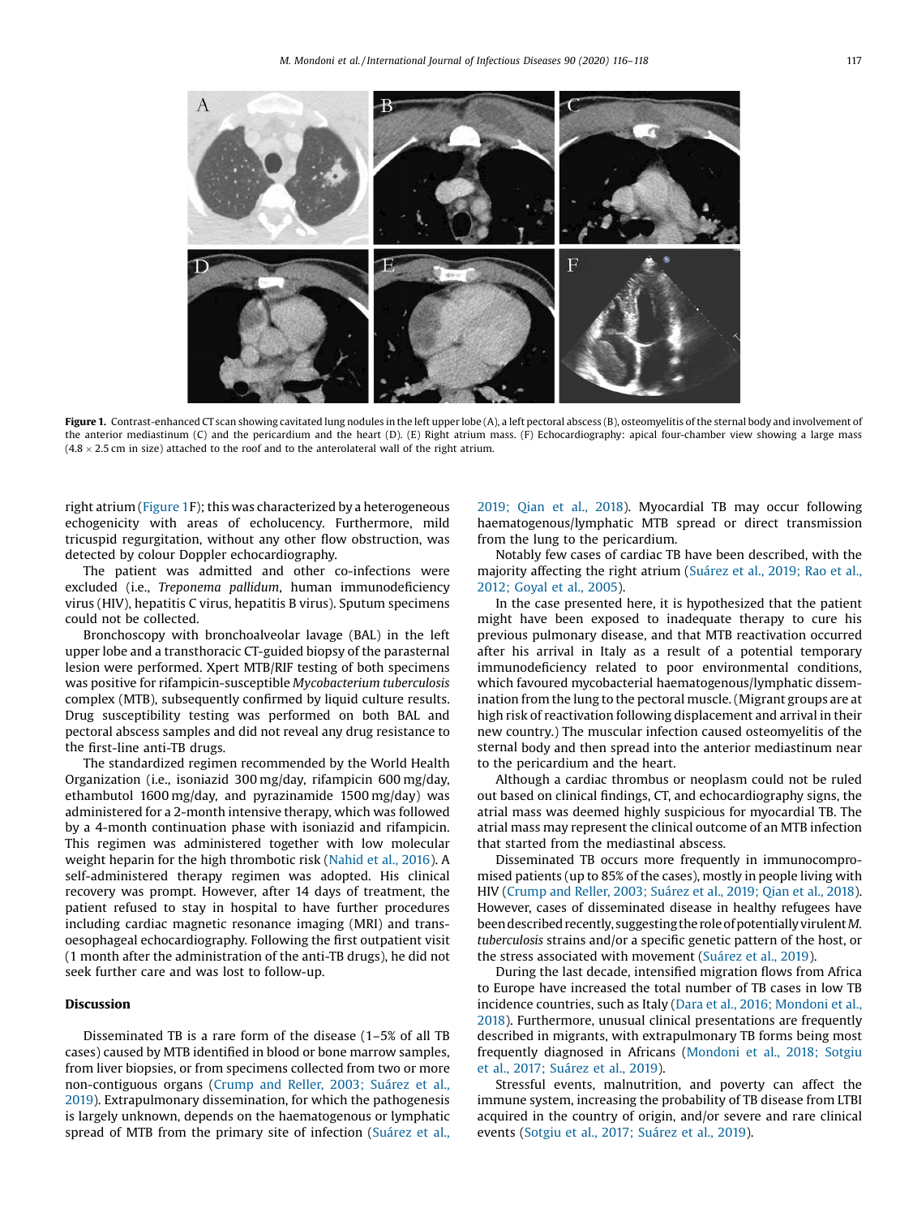**Figure 1.** Contrast-enhanced CT scan showing cavitated lung nodules in the left upper lobe (A), a left pectoral abscess (B), osteomyelitis of the sternal body and involvement of the anterior mediastinum (C) and the pericardium and the heart (D). (E) Right atrium mass. (F) Echocardiography: apical four-chamber view showing a large mass (4.8 × 2.5 cm in size) attached to the roof and to the anterolateral wall of the right atrium.

right atrium (Figure 1F); this was characterized by a heterogeneous echogenicity with areas of echolucency. Furthermore, mild tricuspid regurgitation, without any other flow obstruction, was detected by colour Doppler echocardiography.

The patient was admitted and other co-infections were excluded (i.e., *Treponema pallidum*, human immunodeficiency virus (HIV), hepatitis C virus, hepatitis B virus). Sputum specimens could not be collected.

Bronchoscopy with bronchoalveolar lavage (BAL) in the left upper lobe and a transthoracic CT-guided biopsy of the parasternal lesion were performed. Xpert MTB/RIF testing of both specimens was positive for rifampicin-susceptible *Mycobacterium tuberculosis* complex (MTB), subsequently confirmed by liquid culture results. Drug susceptibility testing was performed on both BAL and pectoral abscess samples and did not reveal any drug resistance to the first-line anti-TB drugs.

The standardized regimen recommended by the World Health Organization (i.e., isoniazid 300 mg/day, rifampicin 600 mg/day, ethambutol 1600 mg/day, and pyrazinamide 1500 mg/day) was administered for a 2-month intensive therapy, which was followed by a 4-month continuation phase with isoniazid and rifampicin. This regimen was administered together with low molecular weight heparin for the high thrombotic risk (Nahid et al., 2016). A self-administered therapy regimen was adopted. His clinical recovery was prompt. However, after 14 days of treatment, the patient refused to stay in hospital to have further procedures including cardiac magnetic resonance imaging (MRI) and trans-oesophageal echocardiography. Following the first outpatient visit (1 month after the administration of the anti-TB drugs), he did not seek further care and was lost to follow-up.

## Discussion

Disseminated TB is a rare form of the disease (1–5% of all TB cases) caused by MTB identified in blood or bone marrow samples, from liver biopsies, or from specimens collected from two or more non-contiguous organs (Crump and Reller, 2003; Suárez et al., 2019). Extrapulmonary dissemination, for which the pathogenesis is largely unknown, depends on the haematogenous or lymphatic spread of MTB from the primary site of infection (Suárez et al., 2019; Qian et al., 2018). Myocardial TB may occur following haematogenous/lymphatic MTB spread or direct transmission from the lung to the pericardium.

Notably few cases of cardiac TB have been described, with the majority affecting the right atrium (Suárez et al., 2019; Rao et al., 2012; Goyal et al., 2005).

In the case presented here, it is hypothesized that the patient might have been exposed to inadequate therapy to cure his previous pulmonary disease, and that MTB reactivation occurred after his arrival in Italy as a result of a potential temporary immunodeficiency related to poor environmental conditions, which favoured mycobacterial haematogenous/lymphatic dissemination from the lung to the pectoral muscle. (Migrant groups are at high risk of reactivation following displacement and arrival in their new country.) The muscular infection caused osteomyelitis of the sternal body and then spread into the anterior mediastinum near to the pericardium and the heart.

Although a cardiac thrombus or neoplasm could not be ruled out based on clinical findings, CT, and echocardiography signs, the atrial mass was deemed highly suspicious for myocardial TB. The atrial mass may represent the clinical outcome of an MTB infection that started from the mediastinal abscess.

Disseminated TB occurs more frequently in immunocompromised patients (up to 85% of the cases), mostly in people living with HIV (Crump and Reller, 2003; Suárez et al., 2019; Qian et al., 2018). However, cases of disseminated disease in healthy refugees have been described recently, suggesting the role of potentially virulent *M. tuberculosis* strains and/or a specific genetic pattern of the host, or the stress associated with movement (Suárez et al., 2019).

During the last decade, intensified migration flows from Africa to Europe have increased the total number of TB cases in low TB incidence countries, such as Italy (Dara et al., 2016; Mondoni et al., 2018). Furthermore, unusual clinical presentations are frequently described in migrants, with extrapulmonary TB forms being most frequently diagnosed in Africans (Mondoni et al., 2018; Sotgiu et al., 2017; Suárez et al., 2019).

Stressful events, malnutrition, and poverty can affect the immune system, increasing the probability of TB disease from LTBI acquired in the country of origin, and/or severe and rare clinical events (Sotgiu et al., 2017; Suárez et al., 2019).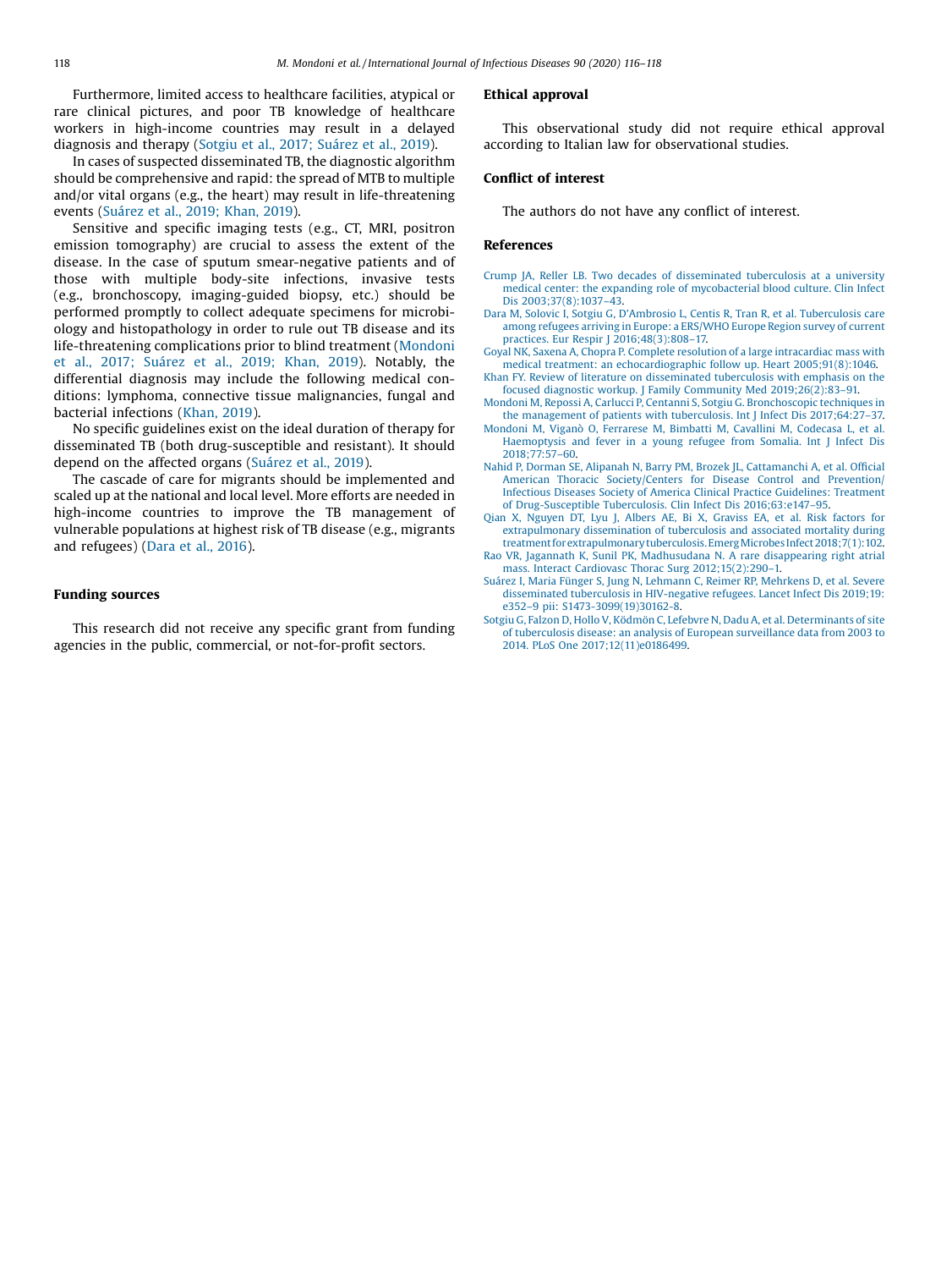Furthermore, limited access to healthcare facilities, atypical or rare clinical pictures, and poor TB knowledge of healthcare workers in high-income countries may result in a delayed diagnosis and therapy (Sotgiu et al., 2017; Suárez et al., 2019).

In cases of suspected disseminated TB, the diagnostic algorithm should be comprehensive and rapid: the spread of MTB to multiple and/or vital organs (e.g., the heart) may result in life-threatening events (Suárez et al., 2019; Khan, 2019).

Sensitive and specific imaging tests (e.g., CT, MRI, positron emission tomography) are crucial to assess the extent of the disease. In the case of sputum smear-negative patients and of those with multiple body-site infections, invasive tests (e.g., bronchoscopy, imaging-guided biopsy, etc.) should be performed promptly to collect adequate specimens for microbiology and histopathology in order to rule out TB disease and its life-threatening complications prior to blind treatment (Mondoni et al., 2017; Suárez et al., 2019; Khan, 2019). Notably, the differential diagnosis may include the following medical conditions: lymphoma, connective tissue malignancies, fungal and bacterial infections (Khan, 2019).

No specific guidelines exist on the ideal duration of therapy for disseminated TB (both drug-susceptible and resistant). It should depend on the affected organs (Suárez et al., 2019).

The cascade of care for migrants should be implemented and scaled up at the national and local level. More efforts are needed in high-income countries to improve the TB management of vulnerable populations at highest risk of TB disease (e.g., migrants and refugees) (Dara et al., 2016).

## Funding sources

This research did not receive any specific grant from funding agencies in the public, commercial, or not-for-profit sectors.

## Ethical approval

This observational study did not require ethical approval according to Italian law for observational studies.

## Conflict of interest

The authors do not have any conflict of interest.

## References

Crump JA, Reller LB. Two decades of disseminated tuberculosis at a university medical center: the expanding role of mycobacterial blood culture. Clin Infect Dis 2003;37(8):1037–43.

Dara M, Solovic I, Sotgiu G, D'Ambrosio L, Centis R, Tran R, et al. Tuberculosis care among refugees arriving in Europe: a ERS/WHO Europe Region survey of current practices. Eur Respir J 2016;48(3):808–17.

Goyal NK, Saxena A, Chopra P. Complete resolution of a large intracardiac mass with medical treatment: an echocardiographic follow up. Heart 2005;91(8):1046.

Khan FY. Review of literature on disseminated tuberculosis with emphasis on the focused diagnostic workup. J Family Community Med 2019;26(2):83–91.

Mondoni M, Repossi A, Carlucci P, Centanni S, Sotgiu G. Bronchoscopic techniques in the management of patients with tuberculosis. Int J Infect Dis 2017;64:27–37.

Mondoni M, Viganò O, Ferrarese M, Bimbatti M, Cavallini M, Codecasa L, et al. Haemoptysis and fever in a young refugee from Somalia. Int J Infect Dis 2018;77:57–60.

Nahid P, Dorman SE, Alipanah N, Barry PM, Brozek JL, Cattamanchi A, et al. Official American Thoracic Society/Centers for Disease Control and Prevention/Infectious Diseases Society of America Clinical Practice Guidelines: Treatment of Drug-Susceptible Tuberculosis. Clin Infect Dis 2016;63:e147–95.

Qian X, Nguyen DT, Lyu J, Albers AE, Bi X, Graviss EA, et al. Risk factors for extrapulmonary dissemination of tuberculosis and associated mortality during treatment for extrapulmonary tuberculosis. Emerg Microbes Infect 2018;7(1):102.

Rao VR, Jagannath K, Sunil PK, Madhusudana N. A rare disappearing right atrial mass. Interact Cardiovasc Thorac Surg 2012;15(2):290–1.

Suárez I, Maria Fünger S, Jung N, Lehmann C, Reimer RP, Mehrkens D, et al. Severe disseminated tuberculosis in HIV-negative refugees. Lancet Infect Dis 2019;19: e352–9 pii: S1473-3099(19)30162-8.

Sotgiu G, Falzon D, Hollo V, Ködmön C, Lefebvre N, Dadu A, et al. Determinants of site of tuberculosis disease: an analysis of European surveillance data from 2003 to 2014. PLoS One 2017;12(11)e0186499.